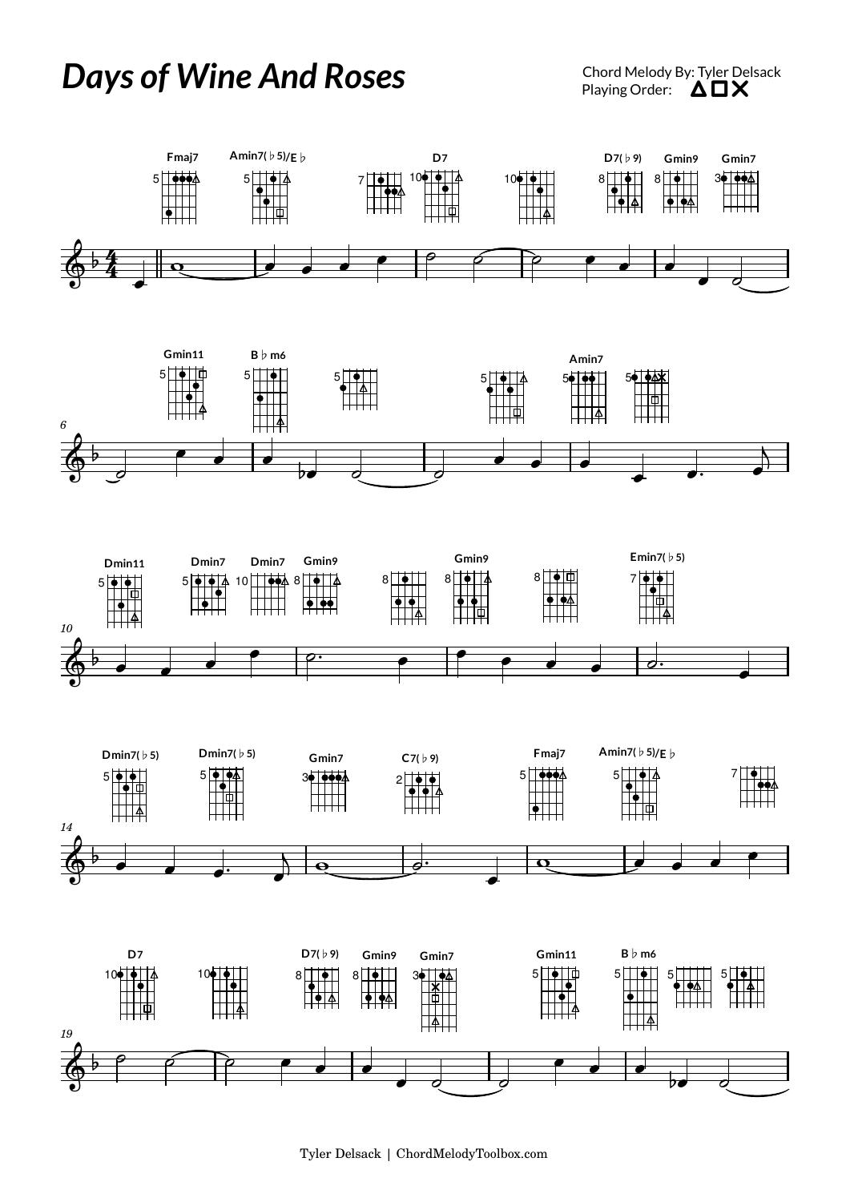# Days of Wine And Roses

Chord Melody By: Tyler Delsack
Playing Order: △□✕

Fmaj7 | Amin7(♭5)/E♭ | D7 | D7(♭9) Gmin9 Gmin7

Gmin11 | B♭m6 | Amin7

Dmin11 | Dmin7 Dmin7 Gmin9 | Gmin9 | Emin7(♭5)

Dmin7(♭5) Dmin7(♭5) | Gmin7 | C7(♭9) | Fmaj7 | Amin7(♭5)/E♭

D7 | D7(♭9) Gmin9 Gmin7 | Gmin11 | B♭m6

Tyler Delsack | ChordMelodyToolbox.com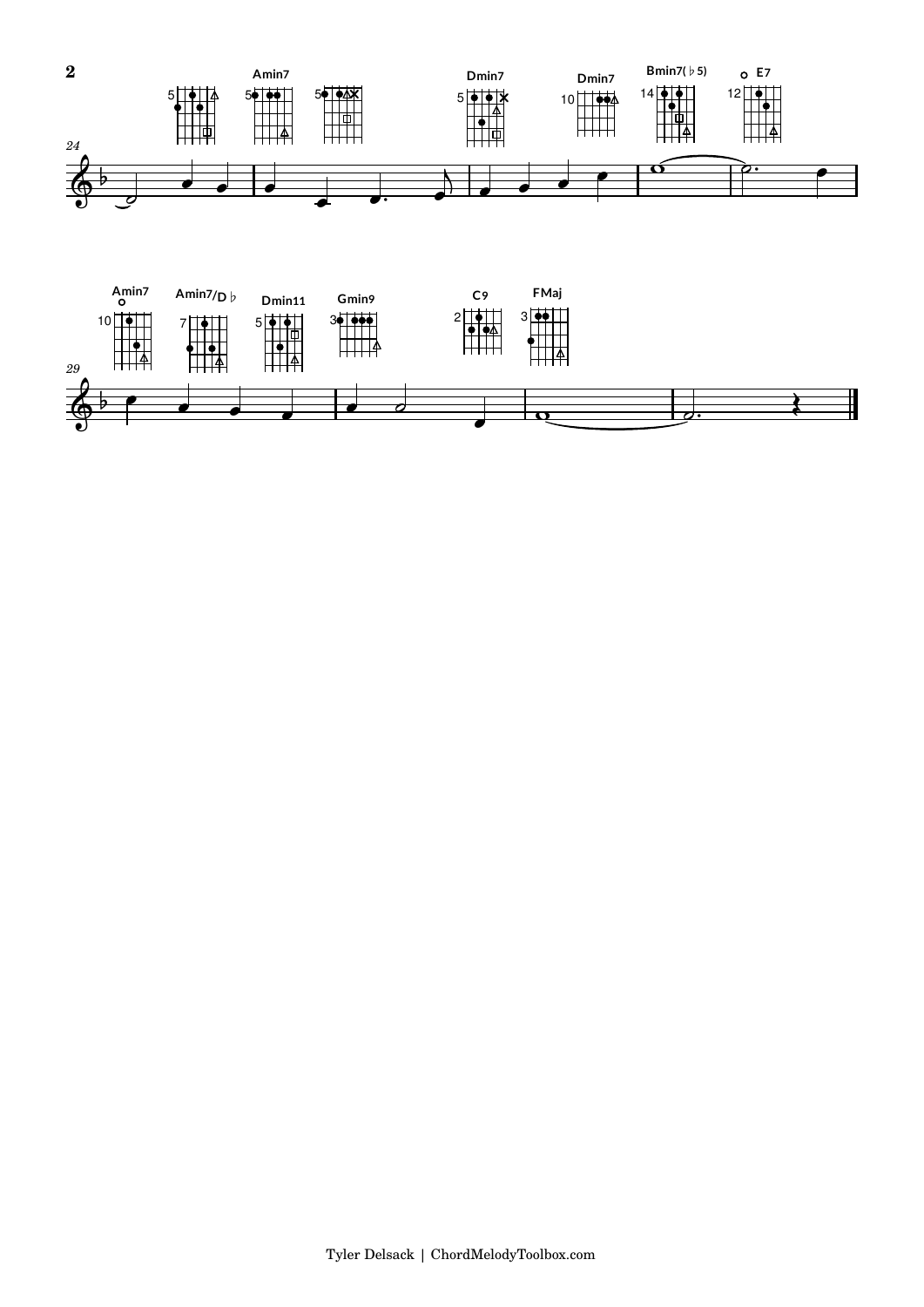Amin7

Dmin7

Dmin7

Bmin7(♭5)

E7

Amin7

Amin7/D♭

Dmin11

Gmin9

C9

FMaj